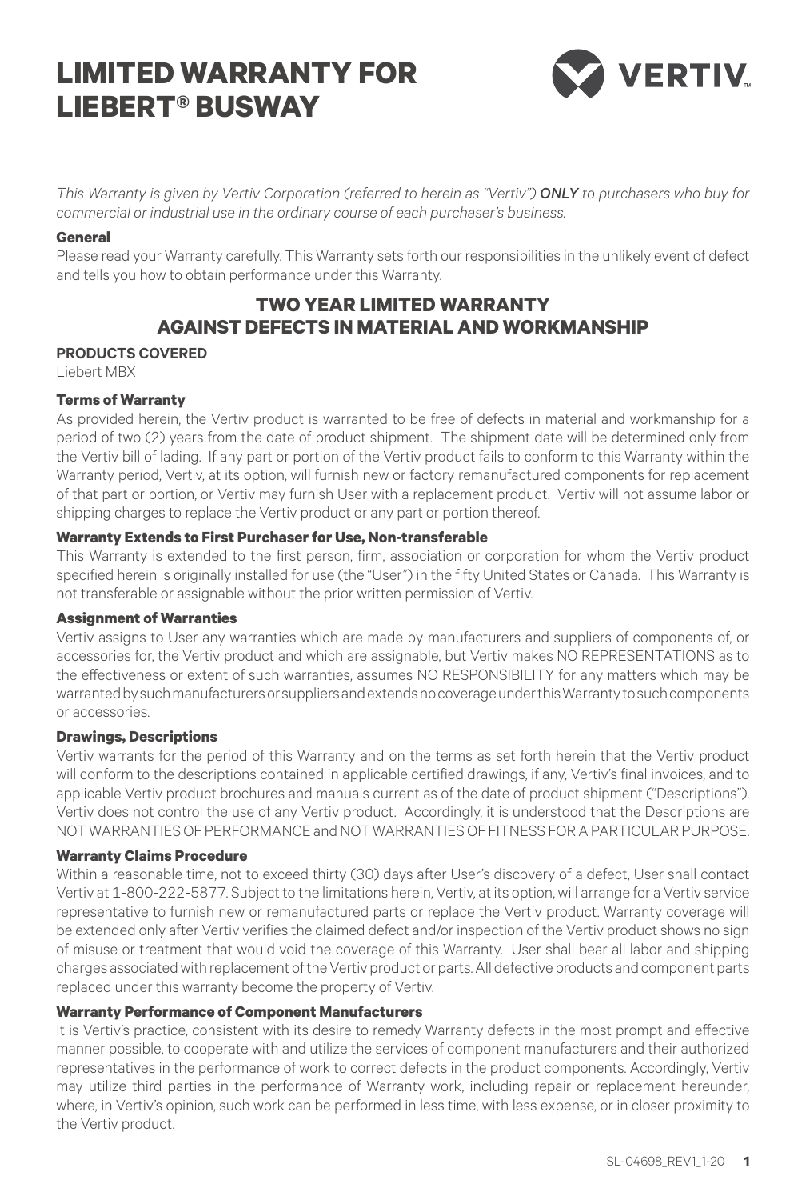# LIMITED WARRANTY FOR LIEBERT® BUSWAY

*This Warranty is given by Vertiv Corporation (referred to herein as "Vertiv") **ONLY** to purchasers who buy for commercial or industrial use in the ordinary course of each purchaser's business.*

**General**

Please read your Warranty carefully. This Warranty sets forth our responsibilities in the unlikely event of defect and tells you how to obtain performance under this Warranty.

## TWO YEAR LIMITED WARRANTY AGAINST DEFECTS IN MATERIAL AND WORKMANSHIP

**PRODUCTS COVERED**

Liebert MBX

**Terms of Warranty**

As provided herein, the Vertiv product is warranted to be free of defects in material and workmanship for a period of two (2) years from the date of product shipment. The shipment date will be determined only from the Vertiv bill of lading. If any part or portion of the Vertiv product fails to conform to this Warranty within the Warranty period, Vertiv, at its option, will furnish new or factory remanufactured components for replacement of that part or portion, or Vertiv may furnish User with a replacement product. Vertiv will not assume labor or shipping charges to replace the Vertiv product or any part or portion thereof.

**Warranty Extends to First Purchaser for Use, Non-transferable**

This Warranty is extended to the first person, firm, association or corporation for whom the Vertiv product specified herein is originally installed for use (the "User") in the fifty United States or Canada. This Warranty is not transferable or assignable without the prior written permission of Vertiv.

**Assignment of Warranties**

Vertiv assigns to User any warranties which are made by manufacturers and suppliers of components of, or accessories for, the Vertiv product and which are assignable, but Vertiv makes NO REPRESENTATIONS as to the effectiveness or extent of such warranties, assumes NO RESPONSIBILITY for any matters which may be warranted by such manufacturers or suppliers and extends no coverage under this Warranty to such components or accessories.

**Drawings, Descriptions**

Vertiv warrants for the period of this Warranty and on the terms as set forth herein that the Vertiv product will conform to the descriptions contained in applicable certified drawings, if any, Vertiv's final invoices, and to applicable Vertiv product brochures and manuals current as of the date of product shipment ("Descriptions"). Vertiv does not control the use of any Vertiv product. Accordingly, it is understood that the Descriptions are NOT WARRANTIES OF PERFORMANCE and NOT WARRANTIES OF FITNESS FOR A PARTICULAR PURPOSE.

**Warranty Claims Procedure**

Within a reasonable time, not to exceed thirty (30) days after User's discovery of a defect, User shall contact Vertiv at 1-800-222-5877. Subject to the limitations herein, Vertiv, at its option, will arrange for a Vertiv service representative to furnish new or remanufactured parts or replace the Vertiv product. Warranty coverage will be extended only after Vertiv verifies the claimed defect and/or inspection of the Vertiv product shows no sign of misuse or treatment that would void the coverage of this Warranty. User shall bear all labor and shipping charges associated with replacement of the Vertiv product or parts. All defective products and component parts replaced under this warranty become the property of Vertiv.

**Warranty Performance of Component Manufacturers**

It is Vertiv's practice, consistent with its desire to remedy Warranty defects in the most prompt and effective manner possible, to cooperate with and utilize the services of component manufacturers and their authorized representatives in the performance of work to correct defects in the product components. Accordingly, Vertiv may utilize third parties in the performance of Warranty work, including repair or replacement hereunder, where, in Vertiv's opinion, such work can be performed in less time, with less expense, or in closer proximity to the Vertiv product.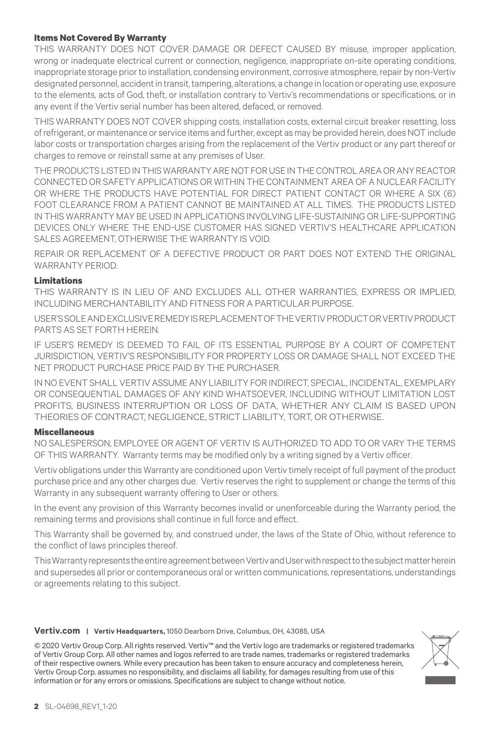## Items Not Covered By Warranty

THIS WARRANTY DOES NOT COVER DAMAGE OR DEFECT CAUSED BY misuse, improper application, wrong or inadequate electrical current or connection, negligence, inappropriate on-site operating conditions, inappropriate storage prior to installation, condensing environment, corrosive atmosphere, repair by non-Vertiv designated personnel, accident in transit, tampering, alterations, a change in location or operating use, exposure to the elements, acts of God, theft, or installation contrary to Vertiv's recommendations or specifications, or in any event if the Vertiv serial number has been altered, defaced, or removed.

THIS WARRANTY DOES NOT COVER shipping costs, installation costs, external circuit breaker resetting, loss of refrigerant, or maintenance or service items and further, except as may be provided herein, does NOT include labor costs or transportation charges arising from the replacement of the Vertiv product or any part thereof or charges to remove or reinstall same at any premises of User.

THE PRODUCTS LISTED IN THIS WARRANTY ARE NOT FOR USE IN THE CONTROL AREA OR ANY REACTOR CONNECTED OR SAFETY APPLICATIONS OR WITHIN THE CONTAINMENT AREA OF A NUCLEAR FACILITY OR WHERE THE PRODUCTS HAVE POTENTIAL FOR DIRECT PATIENT CONTACT OR WHERE A SIX (6) FOOT CLEARANCE FROM A PATIENT CANNOT BE MAINTAINED AT ALL TIMES. THE PRODUCTS LISTED IN THIS WARRANTY MAY BE USED IN APPLICATIONS INVOLVING LIFE-SUSTAINING OR LIFE-SUPPORTING DEVICES ONLY WHERE THE END-USE CUSTOMER HAS SIGNED VERTIV'S HEALTHCARE APPLICATION SALES AGREEMENT, OTHERWISE THE WARRANTY IS VOID.

REPAIR OR REPLACEMENT OF A DEFECTIVE PRODUCT OR PART DOES NOT EXTEND THE ORIGINAL WARRANTY PERIOD.

## Limitations

THIS WARRANTY IS IN LIEU OF AND EXCLUDES ALL OTHER WARRANTIES, EXPRESS OR IMPLIED, INCLUDING MERCHANTABILITY AND FITNESS FOR A PARTICULAR PURPOSE.

USER'S SOLE AND EXCLUSIVE REMEDY IS REPLACEMENT OF THE VERTIV PRODUCT OR VERTIV PRODUCT PARTS AS SET FORTH HEREIN.

IF USER'S REMEDY IS DEEMED TO FAIL OF ITS ESSENTIAL PURPOSE BY A COURT OF COMPETENT JURISDICTION, VERTIV'S RESPONSIBILITY FOR PROPERTY LOSS OR DAMAGE SHALL NOT EXCEED THE NET PRODUCT PURCHASE PRICE PAID BY THE PURCHASER.

IN NO EVENT SHALL VERTIV ASSUME ANY LIABILITY FOR INDIRECT, SPECIAL, INCIDENTAL, EXEMPLARY OR CONSEQUENTIAL DAMAGES OF ANY KIND WHATSOEVER, INCLUDING WITHOUT LIMITATION LOST PROFITS, BUSINESS INTERRUPTION OR LOSS OF DATA, WHETHER ANY CLAIM IS BASED UPON THEORIES OF CONTRACT, NEGLIGENCE, STRICT LIABILITY, TORT, OR OTHERWISE.

## Miscellaneous

NO SALESPERSON, EMPLOYEE OR AGENT OF VERTIV IS AUTHORIZED TO ADD TO OR VARY THE TERMS OF THIS WARRANTY. Warranty terms may be modified only by a writing signed by a Vertiv officer.

Vertiv obligations under this Warranty are conditioned upon Vertiv timely receipt of full payment of the product purchase price and any other charges due. Vertiv reserves the right to supplement or change the terms of this Warranty in any subsequent warranty offering to User or others.

In the event any provision of this Warranty becomes invalid or unenforceable during the Warranty period, the remaining terms and provisions shall continue in full force and effect.

This Warranty shall be governed by, and construed under, the laws of the State of Ohio, without reference to the conflict of laws principles thereof.

This Warranty represents the entire agreement between Vertiv and User with respect to the subject matter herein and supersedes all prior or contemporaneous oral or written communications, representations, understandings or agreements relating to this subject.

**Vertiv.com** | **Vertiv Headquarters,** 1050 Dearborn Drive, Columbus, OH, 43085, USA

© 2020 Vertiv Group Corp. All rights reserved. Vertiv™ and the Vertiv logo are trademarks or registered trademarks of Vertiv Group Corp. All other names and logos referred to are trade names, trademarks or registered trademarks of their respective owners. While every precaution has been taken to ensure accuracy and completeness herein, Vertiv Group Corp. assumes no responsibility, and disclaims all liability, for damages resulting from use of this information or for any errors or omissions. Specifications are subject to change without notice.

SL-04698_REV1_1-20